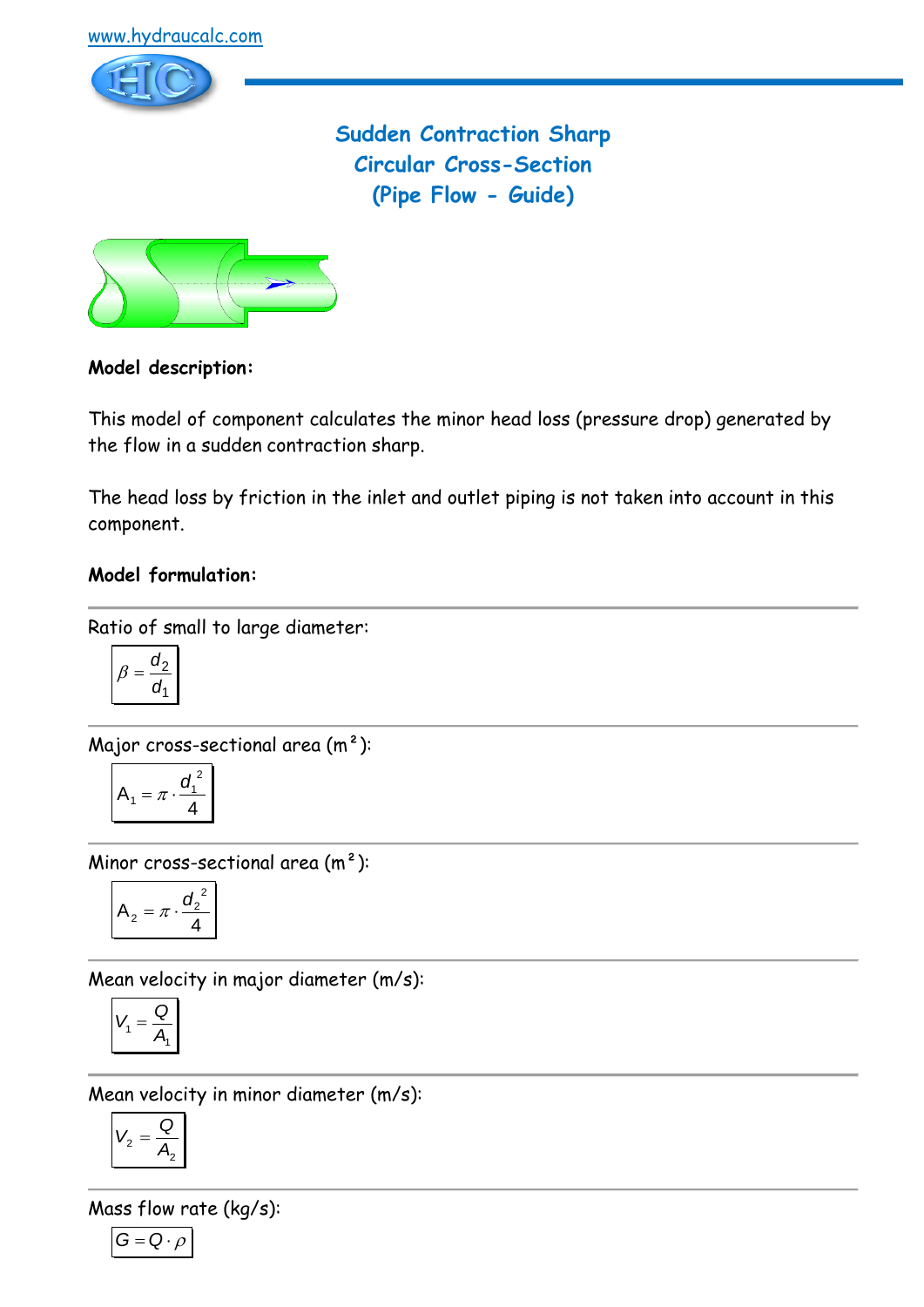www.hydraucalc.com

# Sudden Contraction Sharp Circular Cross-Section (Pipe Flow - Guide)

**Model description:**

This model of component calculates the minor head loss (pressure drop) generated by the flow in a sudden contraction sharp.

The head loss by friction in the inlet and outlet piping is not taken into account in this component.

**Model formulation:**

Ratio of small to large diameter:

$$\beta = \frac{d_2}{d_1}$$

Major cross-sectional area (m²):

$$A_1 = \pi \cdot \frac{d_1^{\,2}}{4}$$

Minor cross-sectional area (m²):

$$A_2 = \pi \cdot \frac{d_2^{\,2}}{4}$$

Mean velocity in major diameter (m/s):

$$V_1 = \frac{Q}{A_1}$$

Mean velocity in minor diameter (m/s):

$$V_2 = \frac{Q}{A_2}$$

Mass flow rate (kg/s):

$$G = Q \cdot \rho$$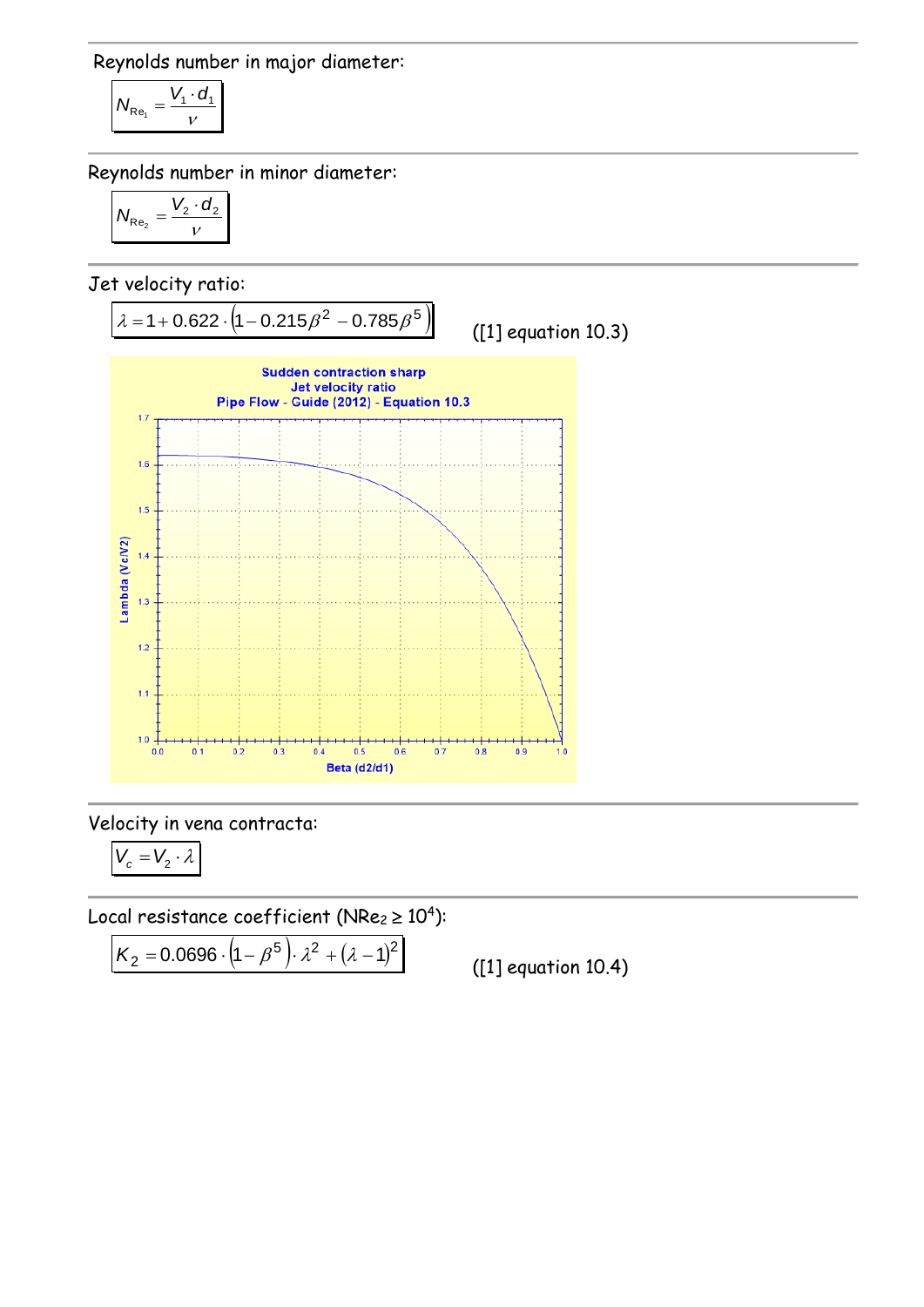Reynolds number in major diameter:

$$N_{Re_1} = \frac{V_1 \cdot d_1}{\nu}$$

Reynolds number in minor diameter:

$$N_{Re_2} = \frac{V_2 \cdot d_2}{\nu}$$

Jet velocity ratio:

$$\lambda = 1 + 0.622 \cdot \left(1 - 0.215\beta^2 - 0.785\beta^5\right)$$

([1] equation 10.3)

Sudden contraction sharp
Jet velocity ratio
Pipe Flow - Guide (2012) - Equation 10.3

Lambda (Vc/V2)

1.7
1.6
1.5
1.4
1.3
1.2
1.1
1.0

0.0 0.1 0.2 0.3 0.4 0.5 0.6 0.7 0.8 0.9 1.0

Beta (d2/d1)

Velocity in vena contracta:

$$V_c = V_2 \cdot \lambda$$

Local resistance coefficient ($N_{Re_2} \geq 10^4$):

$$K_2 = 0.0696 \cdot \left(1 - \beta^5\right) \cdot \lambda^2 + \left(\lambda - 1\right)^2$$

([1] equation 10.4)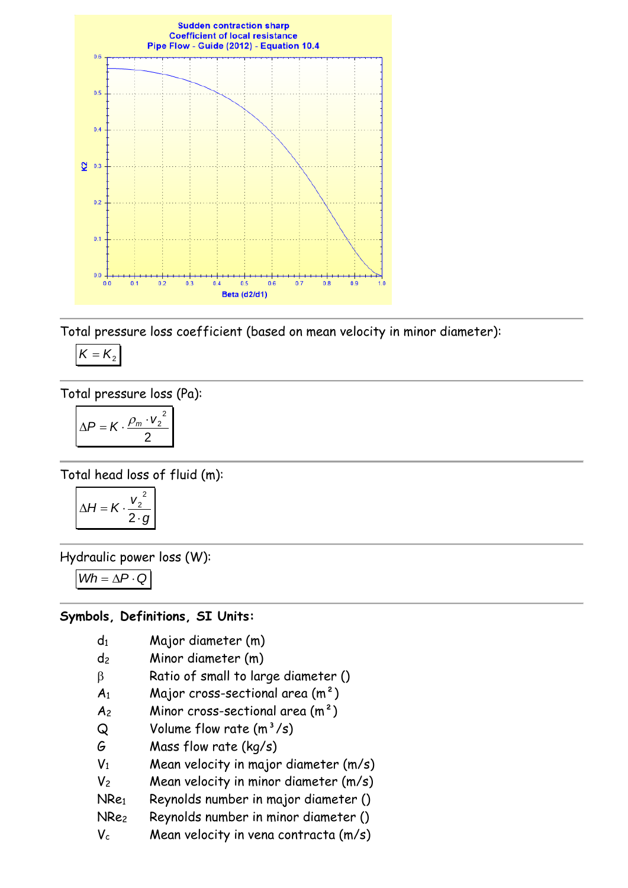Sudden contraction sharp
Coefficient of local resistance
Pipe Flow - Guide (2012) - Equation 10.4

K2

0.6
0.5
0.4
0.3
0.2
0.1
0.0

0.0 0.1 0.2 0.3 0.4 0.5 0.6 0.7 0.8 0.9 1.0

Beta (d2/d1)

---

Total pressure loss coefficient (based on mean velocity in minor diameter):

$$K = K_2$$

---

Total pressure loss (Pa):

$$\Delta P = K \cdot \frac{\rho_m \cdot v_2^{\,2}}{2}$$

---

Total head loss of fluid (m):

$$\Delta H = K \cdot \frac{v_2^{\,2}}{2 \cdot g}$$

---

Hydraulic power loss (W):

$$Wh = \Delta P \cdot Q$$

---

**Symbols, Definitions, SI Units:**

| | |
|---|---|
| $d_1$ | Major diameter (m) |
| $d_2$ | Minor diameter (m) |
| $\beta$ | Ratio of small to large diameter () |
| $A_1$ | Major cross-sectional area ($m^2$) |
| $A_2$ | Minor cross-sectional area ($m^2$) |
| $Q$ | Volume flow rate ($m^3/s$) |
| $G$ | Mass flow rate (kg/s) |
| $V_1$ | Mean velocity in major diameter (m/s) |
| $V_2$ | Mean velocity in minor diameter (m/s) |
| $NRe_1$ | Reynolds number in major diameter () |
| $NRe_2$ | Reynolds number in minor diameter () |
| $V_c$ | Mean velocity in vena contracta (m/s) |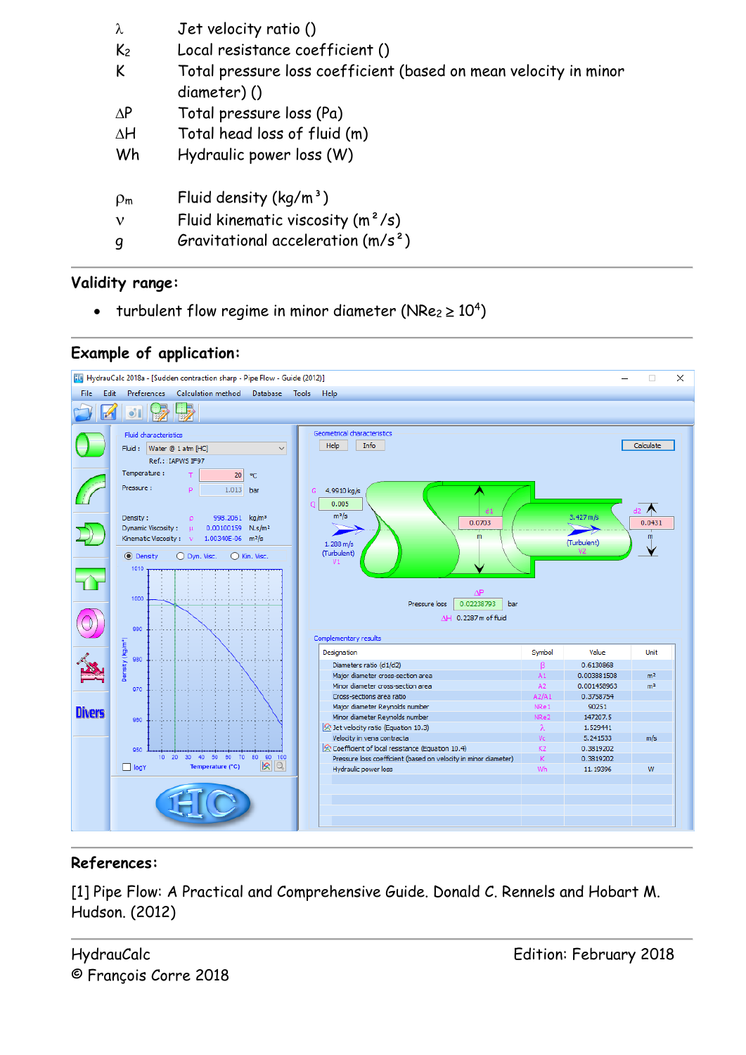| | |
|---|---|
| $\lambda$ | Jet velocity ratio () |
| $K_2$ | Local resistance coefficient () |
| $K$ | Total pressure loss coefficient (based on mean velocity in minor diameter) () |
| $\Delta P$ | Total pressure loss (Pa) |
| $\Delta H$ | Total head loss of fluid (m) |
| $Wh$ | Hydraulic power loss (W) |
| $\rho_m$ | Fluid density ($kg/m^3$) |
| $\nu$ | Fluid kinematic viscosity ($m^2/s$) |
| $g$ | Gravitational acceleration ($m/s^2$) |

## Validity range:

- turbulent flow regime in minor diameter ($NRe_2 \geq 10^4$)

## Example of application:

HydrauCalc 2018a - [Sudden contraction sharp - Pipe Flow - Guide (2012)]

File Edit Preferences Calculation method Database Tools Help

Fluid characteristics

Fluid : Water @ 1 atm [HC]

Ref.: IAPWS IF97

Temperature : T 20 °C

Pressure : P 1.013 bar

Density : ρ 998.2061 kg/m³

Dynamic Viscosity : μ 0.00100159 N.s/m²

Kinematic Viscosity : ν 1.00340E-06 m²/s

Density Dyn. Visc. Kin. Visc.

logY Temperature (°C)

Geometrical characteristics

Help Info Calculate

G 4.9910 kg/s

Q 0.005 m³/s

1.288 m/s (Turbulent) V1

d1 0.0703 m

3.427 m/s (Turbulent) V2

d2 0.0431 m

ΔP Pressure loss 0.02238793 bar

ΔH 0.2287 m of fluid

Complementary results

| Designation | Symbol | Value | Unit |
|---|---|---|---|
| Diameters ratio (d1/d2) | β | 0.6130868 | |
| Major diameter cross-section area | A1 | 0.003881508 | m² |
| Minor diameter cross-section area | A2 | 0.001458963 | m² |
| Cross-sections area ratio | A2/A1 | 0.3758754 | |
| Major diameter Reynolds number | NRe1 | 90251 | |
| Minor diameter Reynolds number | NRe2 | 147207.5 | |
| Jet velocity ratio (Equation 10.3) | λ | 1.529441 | |
| Velocity in vena contracta | Vc | 5.241533 | m/s |
| Coefficient of local resistance (Equation 10.4) | K2 | 0.3819202 | |
| Pressure loss coefficient (based on velocity in minor diameter) | K | 0.3819202 | |
| Hydraulic power loss | Wh | 11.19396 | W |

## References:

[1] Pipe Flow: A Practical and Comprehensive Guide. Donald C. Rennels and Hobart M. Hudson. (2012)

HydrauCalc
© François Corre 2018

Edition: February 2018